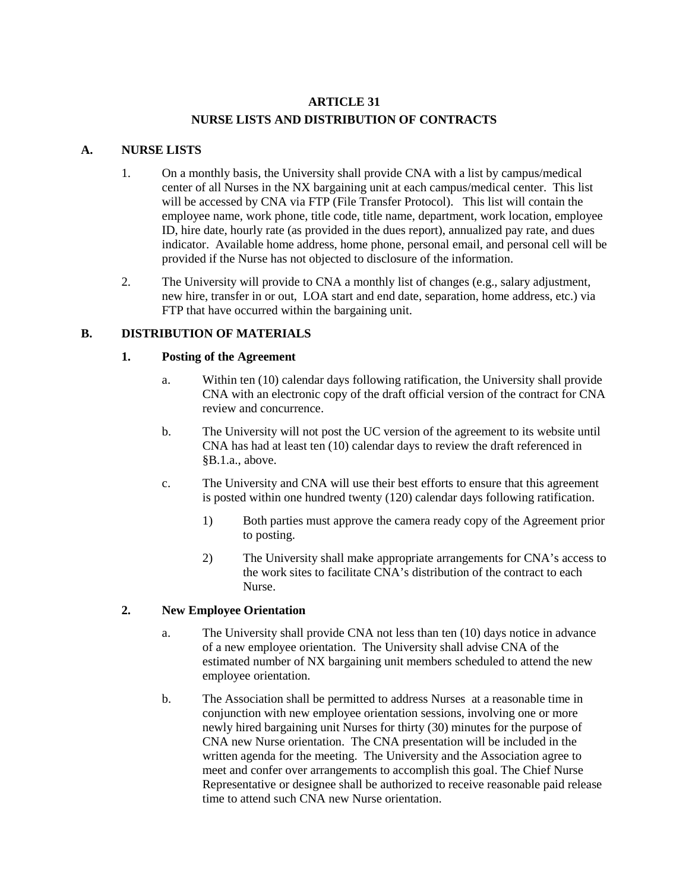# ARTICLE 31

## NURSE LISTS AND DISTRIBUTION OF CONTRACTS

### A. NURSE LISTS

1. On a monthly basis, the University shall provide CNA with a list by campus/medical center of all Nurses in the NX bargaining unit at each campus/medical center. This list will be accessed by CNA via FTP (File Transfer Protocol). This list will contain the employee name, work phone, title code, title name, department, work location, employee ID, hire date, hourly rate (as provided in the dues report), annualized pay rate, and dues indicator. Available home address, home phone, personal email, and personal cell will be provided if the Nurse has not objected to disclosure of the information.

2. The University will provide to CNA a monthly list of changes (e.g., salary adjustment, new hire, transfer in or out, LOA start and end date, separation, home address, etc.) via FTP that have occurred within the bargaining unit.

### B. DISTRIBUTION OF MATERIALS

#### 1. Posting of the Agreement

a. Within ten (10) calendar days following ratification, the University shall provide CNA with an electronic copy of the draft official version of the contract for CNA review and concurrence.

b. The University will not post the UC version of the agreement to its website until CNA has had at least ten (10) calendar days to review the draft referenced in §B.1.a., above.

c. The University and CNA will use their best efforts to ensure that this agreement is posted within one hundred twenty (120) calendar days following ratification.

   1) Both parties must approve the camera ready copy of the Agreement prior to posting.

   2) The University shall make appropriate arrangements for CNA's access to the work sites to facilitate CNA's distribution of the contract to each Nurse.

#### 2. New Employee Orientation

a. The University shall provide CNA not less than ten (10) days notice in advance of a new employee orientation. The University shall advise CNA of the estimated number of NX bargaining unit members scheduled to attend the new employee orientation.

b. The Association shall be permitted to address Nurses at a reasonable time in conjunction with new employee orientation sessions, involving one or more newly hired bargaining unit Nurses for thirty (30) minutes for the purpose of CNA new Nurse orientation. The CNA presentation will be included in the written agenda for the meeting. The University and the Association agree to meet and confer over arrangements to accomplish this goal. The Chief Nurse Representative or designee shall be authorized to receive reasonable paid release time to attend such CNA new Nurse orientation.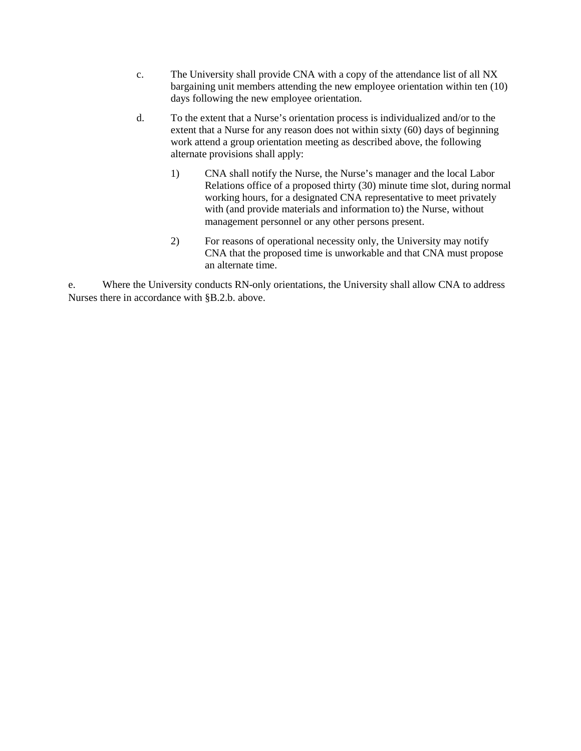c. The University shall provide CNA with a copy of the attendance list of all NX bargaining unit members attending the new employee orientation within ten (10) days following the new employee orientation.

d. To the extent that a Nurse's orientation process is individualized and/or to the extent that a Nurse for any reason does not within sixty (60) days of beginning work attend a group orientation meeting as described above, the following alternate provisions shall apply:

1) CNA shall notify the Nurse, the Nurse's manager and the local Labor Relations office of a proposed thirty (30) minute time slot, during normal working hours, for a designated CNA representative to meet privately with (and provide materials and information to) the Nurse, without management personnel or any other persons present.

2) For reasons of operational necessity only, the University may notify CNA that the proposed time is unworkable and that CNA must propose an alternate time.

e. Where the University conducts RN-only orientations, the University shall allow CNA to address Nurses there in accordance with §B.2.b. above.